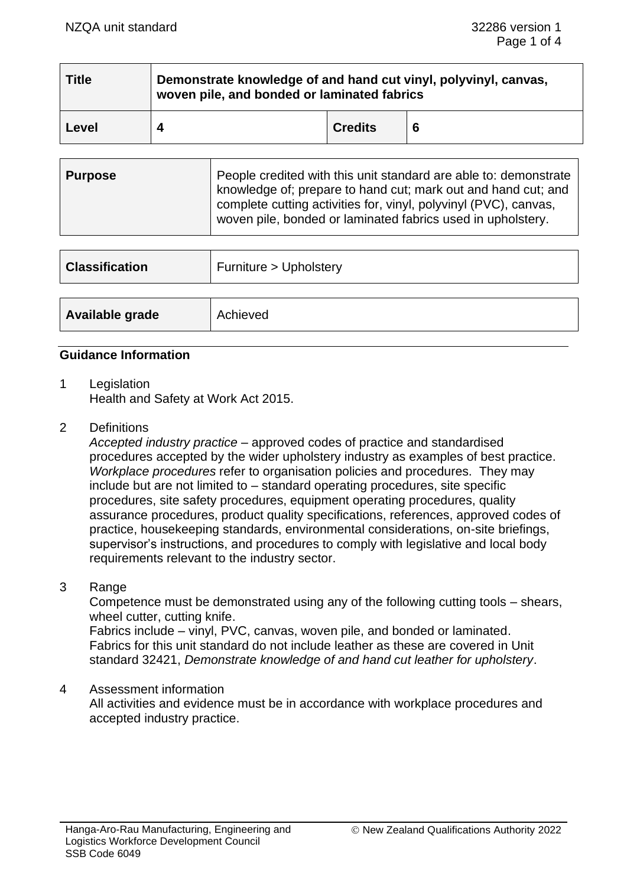| Title | Demonstrate knowledge of and hand cut vinyl, polyvinyl, canvas, woven pile, and bonded or laminated fabrics | | |
|---|---|---|---|
| Level | 4 | Credits | 6 |

| Purpose | People credited with this unit standard are able to: demonstrate knowledge of; prepare to hand cut; mark out and hand cut; and complete cutting activities for, vinyl, polyvinyl (PVC), canvas, woven pile, bonded or laminated fabrics used in upholstery. |
|---|---|

| Classification | Furniture > Upholstery |
|---|---|

| Available grade | Achieved |
|---|---|

## Guidance Information

1 Legislation
Health and Safety at Work Act 2015.

2 Definitions
*Accepted industry practice* – approved codes of practice and standardised procedures accepted by the wider upholstery industry as examples of best practice.
*Workplace procedures* refer to organisation policies and procedures. They may include but are not limited to – standard operating procedures, site specific procedures, site safety procedures, equipment operating procedures, quality assurance procedures, product quality specifications, references, approved codes of practice, housekeeping standards, environmental considerations, on-site briefings, supervisor's instructions, and procedures to comply with legislative and local body requirements relevant to the industry sector.

3 Range
Competence must be demonstrated using any of the following cutting tools – shears, wheel cutter, cutting knife.
Fabrics include – vinyl, PVC, canvas, woven pile, and bonded or laminated.
Fabrics for this unit standard do not include leather as these are covered in Unit standard 32421, *Demonstrate knowledge of and hand cut leather for upholstery*.

4 Assessment information
All activities and evidence must be in accordance with workplace procedures and accepted industry practice.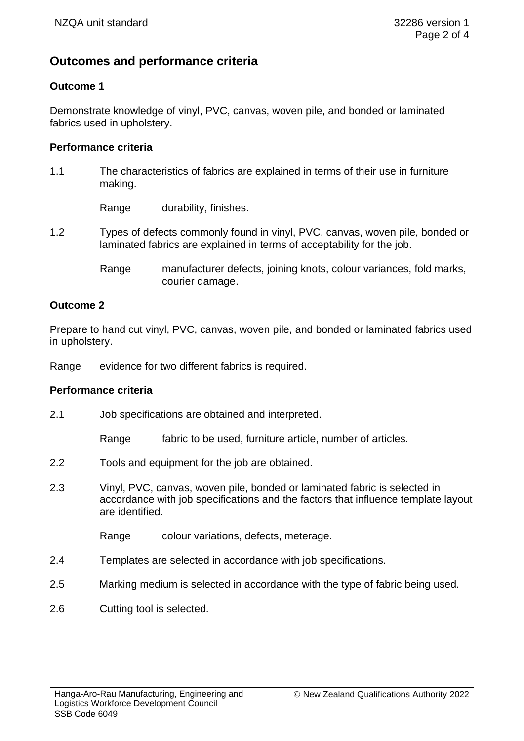## Outcomes and performance criteria

### Outcome 1

Demonstrate knowledge of vinyl, PVC, canvas, woven pile, and bonded or laminated fabrics used in upholstery.

#### Performance criteria

1.1 The characteristics of fabrics are explained in terms of their use in furniture making.

Range durability, finishes.

1.2 Types of defects commonly found in vinyl, PVC, canvas, woven pile, bonded or laminated fabrics are explained in terms of acceptability for the job.

Range manufacturer defects, joining knots, colour variances, fold marks, courier damage.

### Outcome 2

Prepare to hand cut vinyl, PVC, canvas, woven pile, and bonded or laminated fabrics used in upholstery.

Range evidence for two different fabrics is required.

#### Performance criteria

2.1 Job specifications are obtained and interpreted.

Range fabric to be used, furniture article, number of articles.

2.2 Tools and equipment for the job are obtained.

2.3 Vinyl, PVC, canvas, woven pile, bonded or laminated fabric is selected in accordance with job specifications and the factors that influence template layout are identified.

Range colour variations, defects, meterage.

2.4 Templates are selected in accordance with job specifications.

2.5 Marking medium is selected in accordance with the type of fabric being used.

2.6 Cutting tool is selected.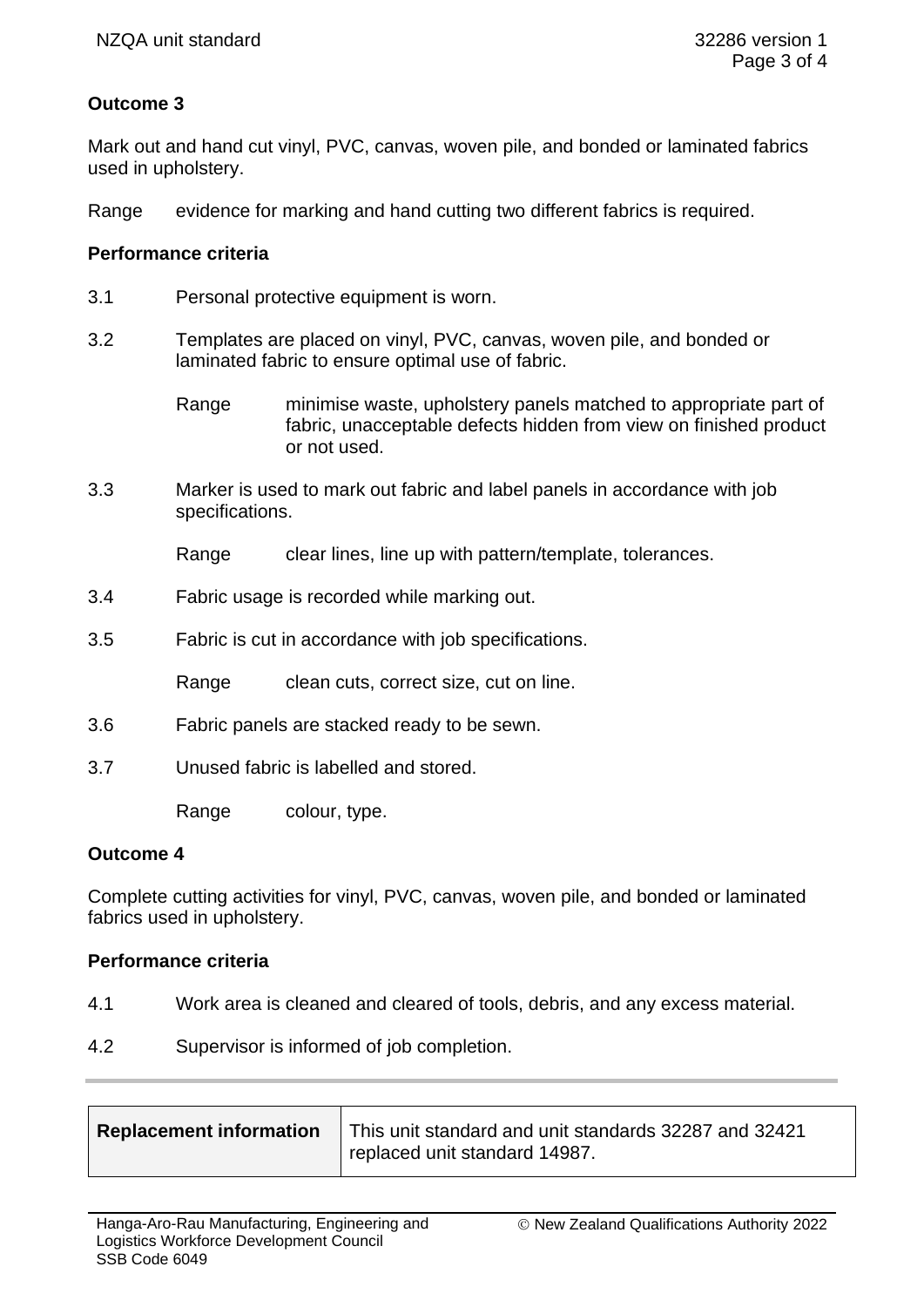**Outcome 3**

Mark out and hand cut vinyl, PVC, canvas, woven pile, and bonded or laminated fabrics used in upholstery.

Range evidence for marking and hand cutting two different fabrics is required.

**Performance criteria**

3.1 Personal protective equipment is worn.

3.2 Templates are placed on vinyl, PVC, canvas, woven pile, and bonded or laminated fabric to ensure optimal use of fabric.

Range minimise waste, upholstery panels matched to appropriate part of fabric, unacceptable defects hidden from view on finished product or not used.

3.3 Marker is used to mark out fabric and label panels in accordance with job specifications.

Range clear lines, line up with pattern/template, tolerances.

3.4 Fabric usage is recorded while marking out.

3.5 Fabric is cut in accordance with job specifications.

Range clean cuts, correct size, cut on line.

3.6 Fabric panels are stacked ready to be sewn.

3.7 Unused fabric is labelled and stored.

Range colour, type.

**Outcome 4**

Complete cutting activities for vinyl, PVC, canvas, woven pile, and bonded or laminated fabrics used in upholstery.

**Performance criteria**

4.1 Work area is cleaned and cleared of tools, debris, and any excess material.

4.2 Supervisor is informed of job completion.

| **Replacement information** | This unit standard and unit standards 32287 and 32421 replaced unit standard 14987. |
|---|---|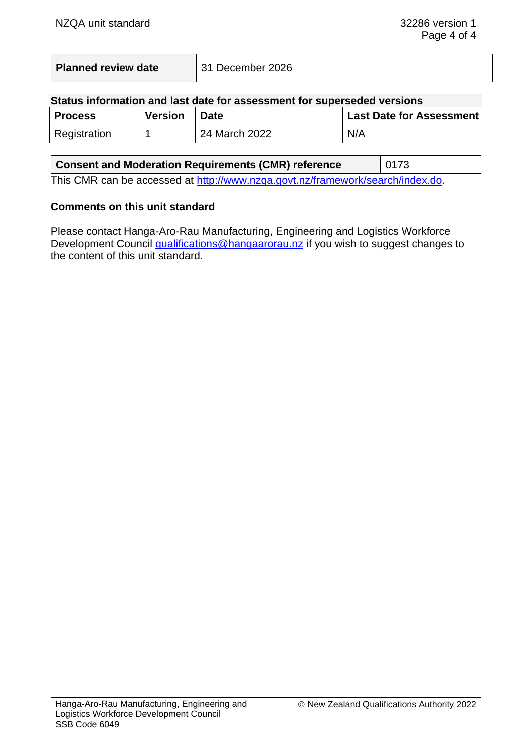| Planned review date | 31 December 2026 |
| --- | --- |

**Status information and last date for assessment for superseded versions**

| Process | Version | Date | Last Date for Assessment |
| --- | --- | --- | --- |
| Registration | 1 | 24 March 2022 | N/A |

| Consent and Moderation Requirements (CMR) reference | 0173 |
| --- | --- |

This CMR can be accessed at http://www.nzqa.govt.nz/framework/search/index.do.

**Comments on this unit standard**

Please contact Hanga-Aro-Rau Manufacturing, Engineering and Logistics Workforce Development Council qualifications@hangaarorau.nz if you wish to suggest changes to the content of this unit standard.